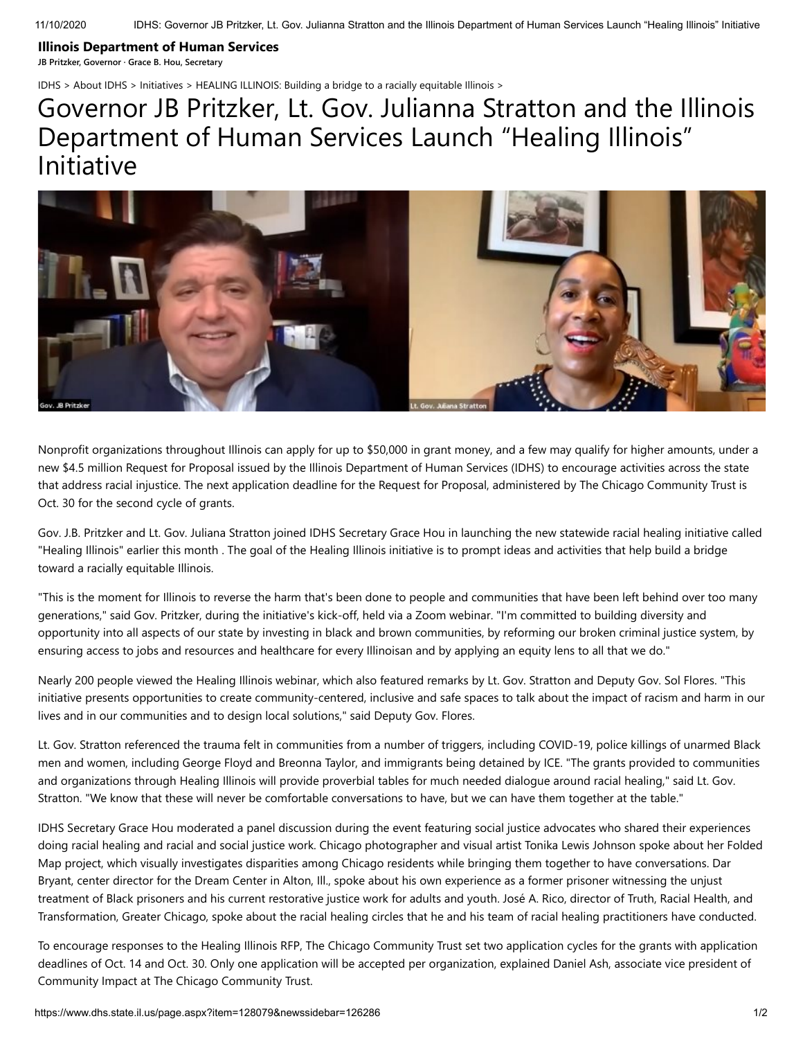**Illinois Department of Human Services**

**JB Pritzker, Governor · Grace B. Hou, Secretary**

IDHS > About IDHS > Initiatives > HEALING ILLINOIS: Building a bridge to a racially equitable Illinois >

# Governor JB Pritzker, Lt. Gov. Julianna Stratton and the Illinois Department of Human Services Launch "Healing Illinois" Initiative

Nonprofit organizations throughout Illinois can apply for up to $50,000 in grant money, and a few may qualify for higher amounts, under a new $4.5 million Request for Proposal issued by the Illinois Department of Human Services (IDHS) to encourage activities across the state that address racial injustice. The next application deadline for the Request for Proposal, administered by The Chicago Community Trust is Oct. 30 for the second cycle of grants.

Gov. J.B. Pritzker and Lt. Gov. Juliana Stratton joined IDHS Secretary Grace Hou in launching the new statewide racial healing initiative called "Healing Illinois" earlier this month . The goal of the Healing Illinois initiative is to prompt ideas and activities that help build a bridge toward a racially equitable Illinois.

"This is the moment for Illinois to reverse the harm that's been done to people and communities that have been left behind over too many generations," said Gov. Pritzker, during the initiative's kick-off, held via a Zoom webinar. "I'm committed to building diversity and opportunity into all aspects of our state by investing in black and brown communities, by reforming our broken criminal justice system, by ensuring access to jobs and resources and healthcare for every Illinoisan and by applying an equity lens to all that we do."

Nearly 200 people viewed the Healing Illinois webinar, which also featured remarks by Lt. Gov. Stratton and Deputy Gov. Sol Flores. "This initiative presents opportunities to create community-centered, inclusive and safe spaces to talk about the impact of racism and harm in our lives and in our communities and to design local solutions," said Deputy Gov. Flores.

Lt. Gov. Stratton referenced the trauma felt in communities from a number of triggers, including COVID-19, police killings of unarmed Black men and women, including George Floyd and Breonna Taylor, and immigrants being detained by ICE. "The grants provided to communities and organizations through Healing Illinois will provide proverbial tables for much needed dialogue around racial healing," said Lt. Gov. Stratton. "We know that these will never be comfortable conversations to have, but we can have them together at the table."

IDHS Secretary Grace Hou moderated a panel discussion during the event featuring social justice advocates who shared their experiences doing racial healing and racial and social justice work. Chicago photographer and visual artist Tonika Lewis Johnson spoke about her Folded Map project, which visually investigates disparities among Chicago residents while bringing them together to have conversations. Dar Bryant, center director for the Dream Center in Alton, Ill., spoke about his own experience as a former prisoner witnessing the unjust treatment of Black prisoners and his current restorative justice work for adults and youth. José A. Rico, director of Truth, Racial Health, and Transformation, Greater Chicago, spoke about the racial healing circles that he and his team of racial healing practitioners have conducted.

To encourage responses to the Healing Illinois RFP, The Chicago Community Trust set two application cycles for the grants with application deadlines of Oct. 14 and Oct. 30. Only one application will be accepted per organization, explained Daniel Ash, associate vice president of Community Impact at The Chicago Community Trust.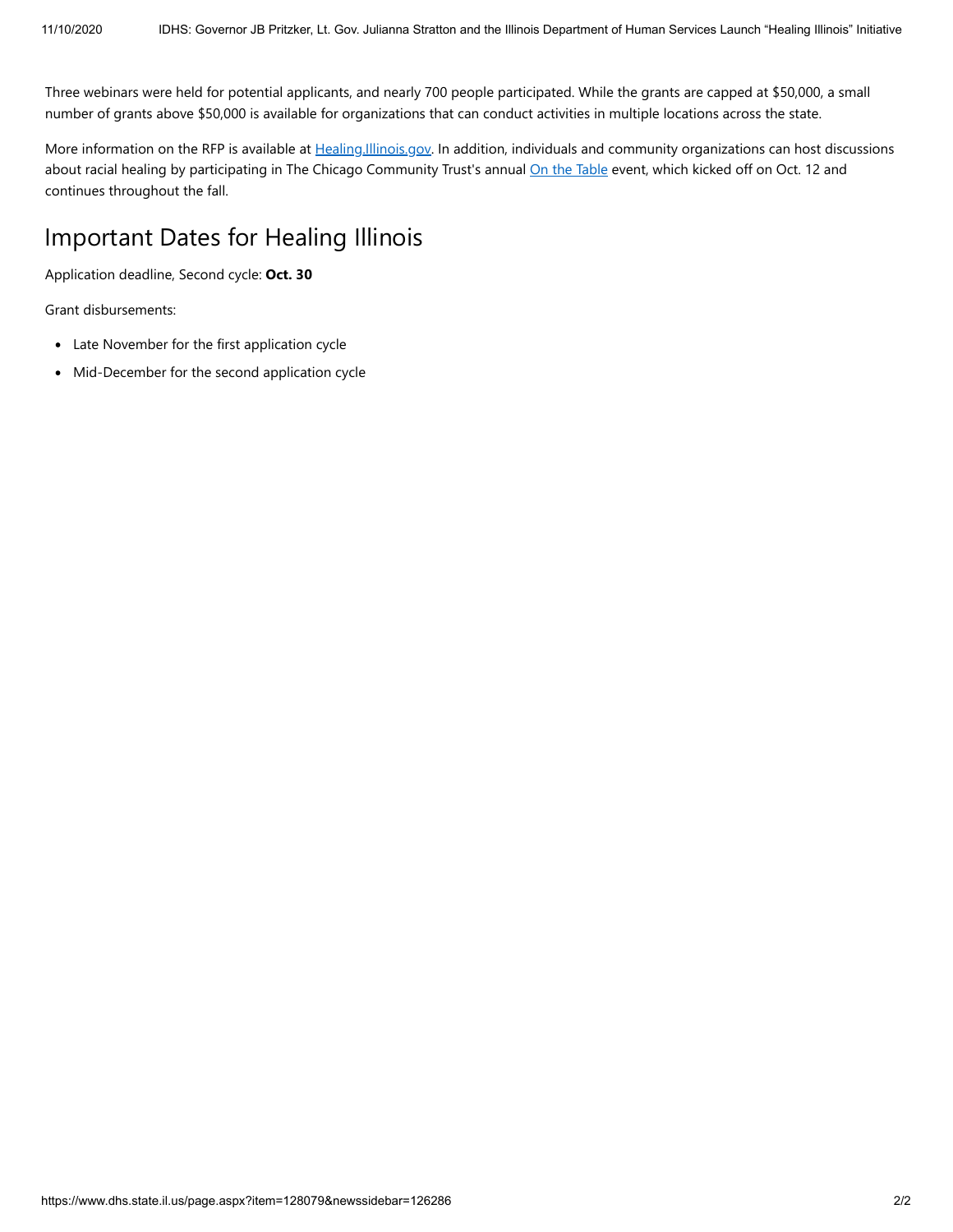Three webinars were held for potential applicants, and nearly 700 people participated. While the grants are capped at $50,000, a small number of grants above $50,000 is available for organizations that can conduct activities in multiple locations across the state.

More information on the RFP is available at Healing.Illinois.gov. In addition, individuals and community organizations can host discussions about racial healing by participating in The Chicago Community Trust's annual On the Table event, which kicked off on Oct. 12 and continues throughout the fall.

## Important Dates for Healing Illinois

Application deadline, Second cycle: **Oct. 30**

Grant disbursements:

- Late November for the first application cycle
- Mid-December for the second application cycle